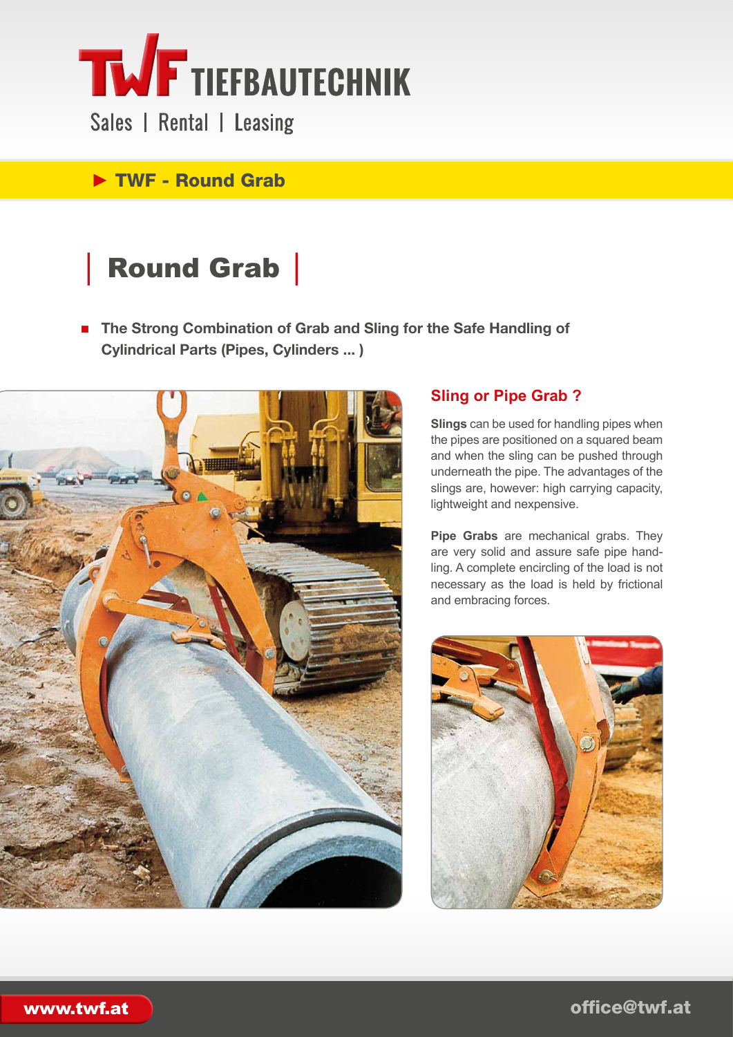TWF TIEFBAUTECHNIK

Sales | Rental | Leasing

▶ TWF - Round Grab

# Round Grab

- **The Strong Combination of Grab and Sling for the Safe Handling of Cylindrical Parts (Pipes, Cylinders ... )**

## Sling or Pipe Grab ?

**Slings** can be used for handling pipes when the pipes are positioned on a squared beam and when the sling can be pushed through underneath the pipe. The advantages of the slings are, however: high carrying capacity, lightweight and nexpensive.

**Pipe Grabs** are mechanical grabs. They are very solid and assure safe pipe handling. A complete encircling of the load is not necessary as the load is held by frictional and embracing forces.

www.twf.at

office@twf.at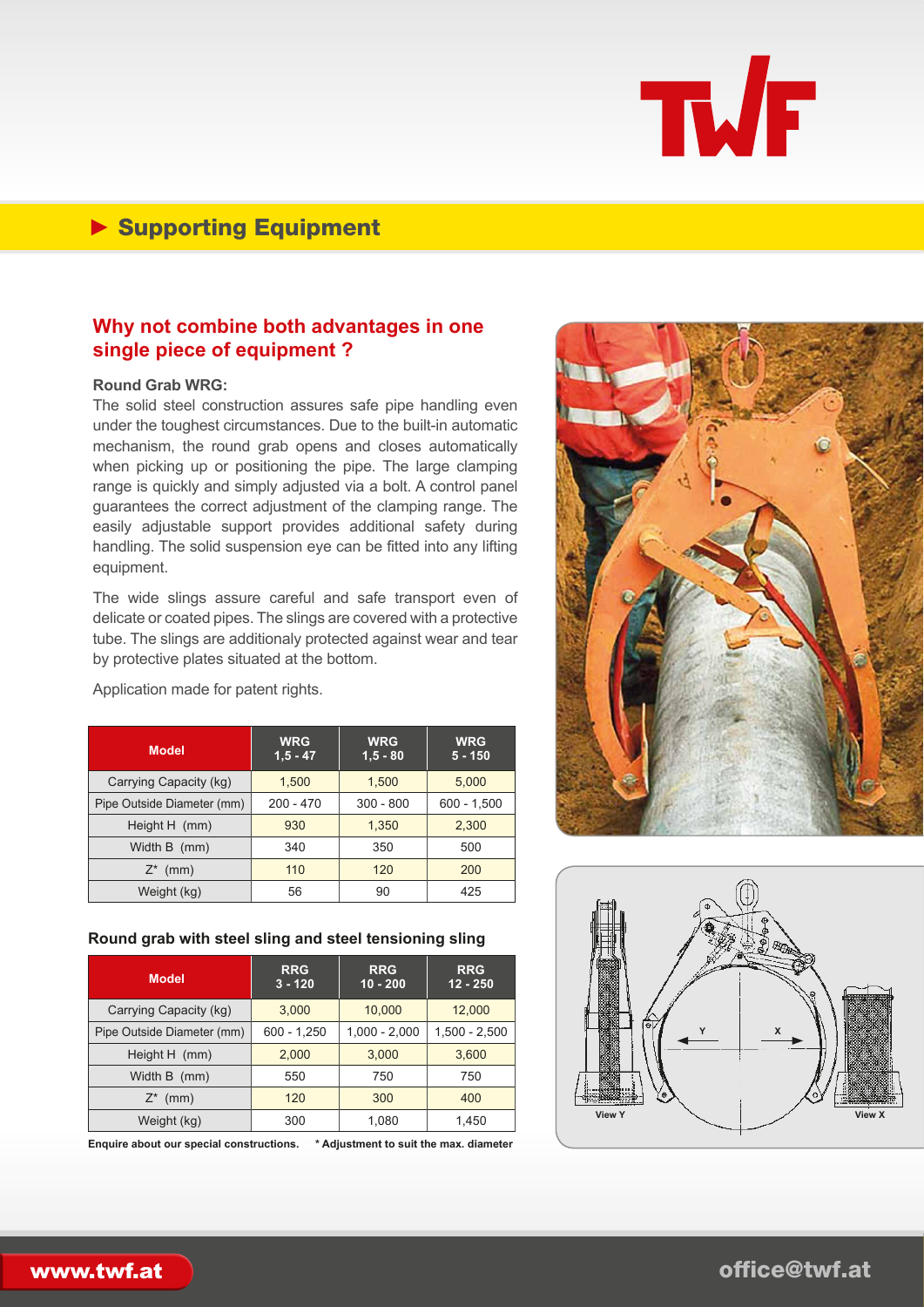## ▶ Supporting Equipment

### Why not combine both advantages in one single piece of equipment ?

**Round Grab WRG:**

The solid steel construction assures safe pipe handling even under the toughest circumstances. Due to the built-in automatic mechanism, the round grab opens and closes automatically when picking up or positioning the pipe. The large clamping range is quickly and simply adjusted via a bolt. A control panel guarantees the correct adjustment of the clamping range. The easily adjustable support provides additional safety during handling. The solid suspension eye can be fitted into any lifting equipment.

The wide slings assure careful and safe transport even of delicate or coated pipes. The slings are covered with a protective tube. The slings are additionaly protected against wear and tear by protective plates situated at the bottom.

Application made for patent rights.

| Model | WRG 1,5 - 47 | WRG 1,5 - 80 | WRG 5 - 150 |
|---|---|---|---|
| Carrying Capacity (kg) | 1,500 | 1,500 | 5,000 |
| Pipe Outside Diameter (mm) | 200 - 470 | 300 - 800 | 600 - 1,500 |
| Height H (mm) | 930 | 1,350 | 2,300 |
| Width B (mm) | 340 | 350 | 500 |
| Z* (mm) | 110 | 120 | 200 |
| Weight (kg) | 56 | 90 | 425 |

**Round grab with steel sling and steel tensioning sling**

| Model | RRG 3 - 120 | RRG 10 - 200 | RRG 12 - 250 |
|---|---|---|---|
| Carrying Capacity (kg) | 3,000 | 10,000 | 12,000 |
| Pipe Outside Diameter (mm) | 600 - 1,250 | 1,000 - 2,000 | 1,500 - 2,500 |
| Height H (mm) | 2,000 | 3,000 | 3,600 |
| Width B (mm) | 550 | 750 | 750 |
| Z* (mm) | 120 | 300 | 400 |
| Weight (kg) | 300 | 1,080 | 1,450 |

**Enquire about our special constructions.** **\* Adjustment to suit the max. diameter**

View Y

View X

www.twf.at

office@twf.at